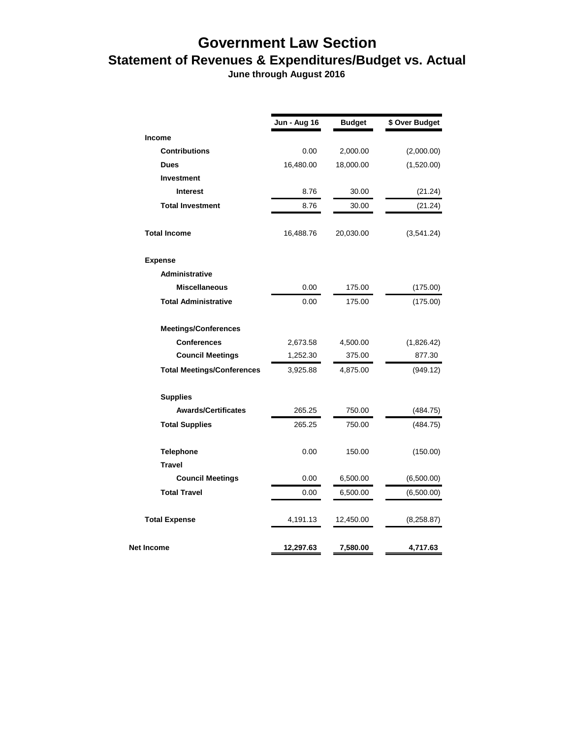# Government Law Section

## Statement of Revenues & Expenditures/Budget vs. Actual

**June through August 2016**

| | Jun - Aug 16 | Budget | $ Over Budget |
|---|---|---|---|
| **Income** | | | |
| **Contributions** | 0.00 | 2,000.00 | (2,000.00) |
| **Dues** | 16,480.00 | 18,000.00 | (1,520.00) |
| **Investment** | | | |
| **Interest** | 8.76 | 30.00 | (21.24) |
| **Total Investment** | 8.76 | 30.00 | (21.24) |
| **Total Income** | 16,488.76 | 20,030.00 | (3,541.24) |
| **Expense** | | | |
| **Administrative** | | | |
| **Miscellaneous** | 0.00 | 175.00 | (175.00) |
| **Total Administrative** | 0.00 | 175.00 | (175.00) |
| **Meetings/Conferences** | | | |
| **Conferences** | 2,673.58 | 4,500.00 | (1,826.42) |
| **Council Meetings** | 1,252.30 | 375.00 | 877.30 |
| **Total Meetings/Conferences** | 3,925.88 | 4,875.00 | (949.12) |
| **Supplies** | | | |
| **Awards/Certificates** | 265.25 | 750.00 | (484.75) |
| **Total Supplies** | 265.25 | 750.00 | (484.75) |
| **Telephone** | 0.00 | 150.00 | (150.00) |
| **Travel** | | | |
| **Council Meetings** | 0.00 | 6,500.00 | (6,500.00) |
| **Total Travel** | 0.00 | 6,500.00 | (6,500.00) |
| **Total Expense** | 4,191.13 | 12,450.00 | (8,258.87) |
| **Net Income** | **12,297.63** | **7,580.00** | **4,717.63** |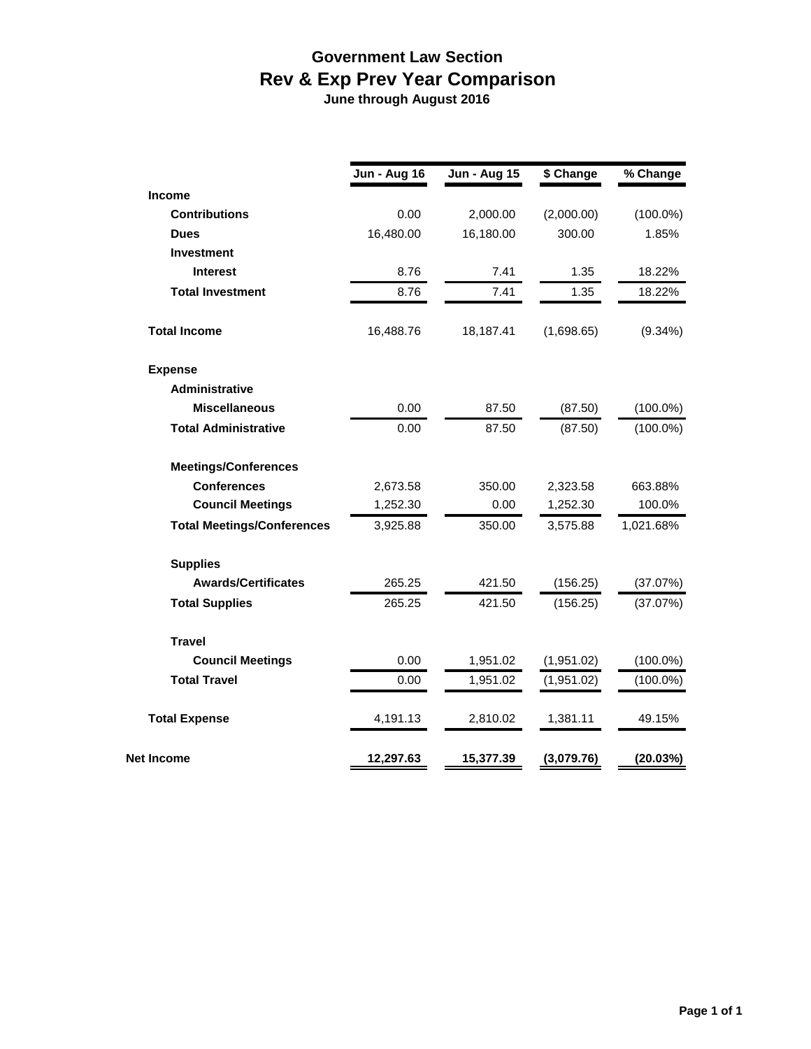# Government Law Section

## Rev & Exp Prev Year Comparison

**June through August 2016**

| | Jun - Aug 16 | Jun - Aug 15 | $ Change | % Change |
|---|---|---|---|---|
| **Income** | | | | |
| **Contributions** | 0.00 | 2,000.00 | (2,000.00) | (100.0%) |
| **Dues** | 16,480.00 | 16,180.00 | 300.00 | 1.85% |
| **Investment** | | | | |
| **Interest** | 8.76 | 7.41 | 1.35 | 18.22% |
| **Total Investment** | 8.76 | 7.41 | 1.35 | 18.22% |
| **Total Income** | 16,488.76 | 18,187.41 | (1,698.65) | (9.34%) |
| **Expense** | | | | |
| **Administrative** | | | | |
| **Miscellaneous** | 0.00 | 87.50 | (87.50) | (100.0%) |
| **Total Administrative** | 0.00 | 87.50 | (87.50) | (100.0%) |
| **Meetings/Conferences** | | | | |
| **Conferences** | 2,673.58 | 350.00 | 2,323.58 | 663.88% |
| **Council Meetings** | 1,252.30 | 0.00 | 1,252.30 | 100.0% |
| **Total Meetings/Conferences** | 3,925.88 | 350.00 | 3,575.88 | 1,021.68% |
| **Supplies** | | | | |
| **Awards/Certificates** | 265.25 | 421.50 | (156.25) | (37.07%) |
| **Total Supplies** | 265.25 | 421.50 | (156.25) | (37.07%) |
| **Travel** | | | | |
| **Council Meetings** | 0.00 | 1,951.02 | (1,951.02) | (100.0%) |
| **Total Travel** | 0.00 | 1,951.02 | (1,951.02) | (100.0%) |
| **Total Expense** | 4,191.13 | 2,810.02 | 1,381.11 | 49.15% |
| **Net Income** | **12,297.63** | **15,377.39** | **(3,079.76)** | **(20.03%)** |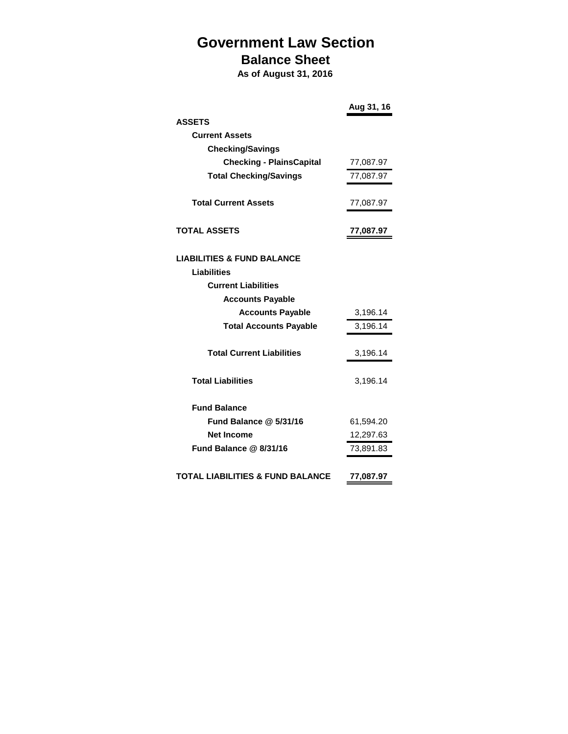# Government Law Section

## Balance Sheet

### As of August 31, 2016

| | Aug 31, 16 |
|---|---|
| **ASSETS** | |
| **Current Assets** | |
| **Checking/Savings** | |
| **Checking - PlainsCapital** | 77,087.97 |
| **Total Checking/Savings** | 77,087.97 |
| **Total Current Assets** | 77,087.97 |
| **TOTAL ASSETS** | **77,087.97** |
| **LIABILITIES & FUND BALANCE** | |
| **Liabilities** | |
| **Current Liabilities** | |
| **Accounts Payable** | |
| **Accounts Payable** | 3,196.14 |
| **Total Accounts Payable** | 3,196.14 |
| **Total Current Liabilities** | 3,196.14 |
| **Total Liabilities** | 3,196.14 |
| **Fund Balance** | |
| **Fund Balance @ 5/31/16** | 61,594.20 |
| **Net Income** | 12,297.63 |
| **Fund Balance @ 8/31/16** | 73,891.83 |
| **TOTAL LIABILITIES & FUND BALANCE** | **77,087.97** |